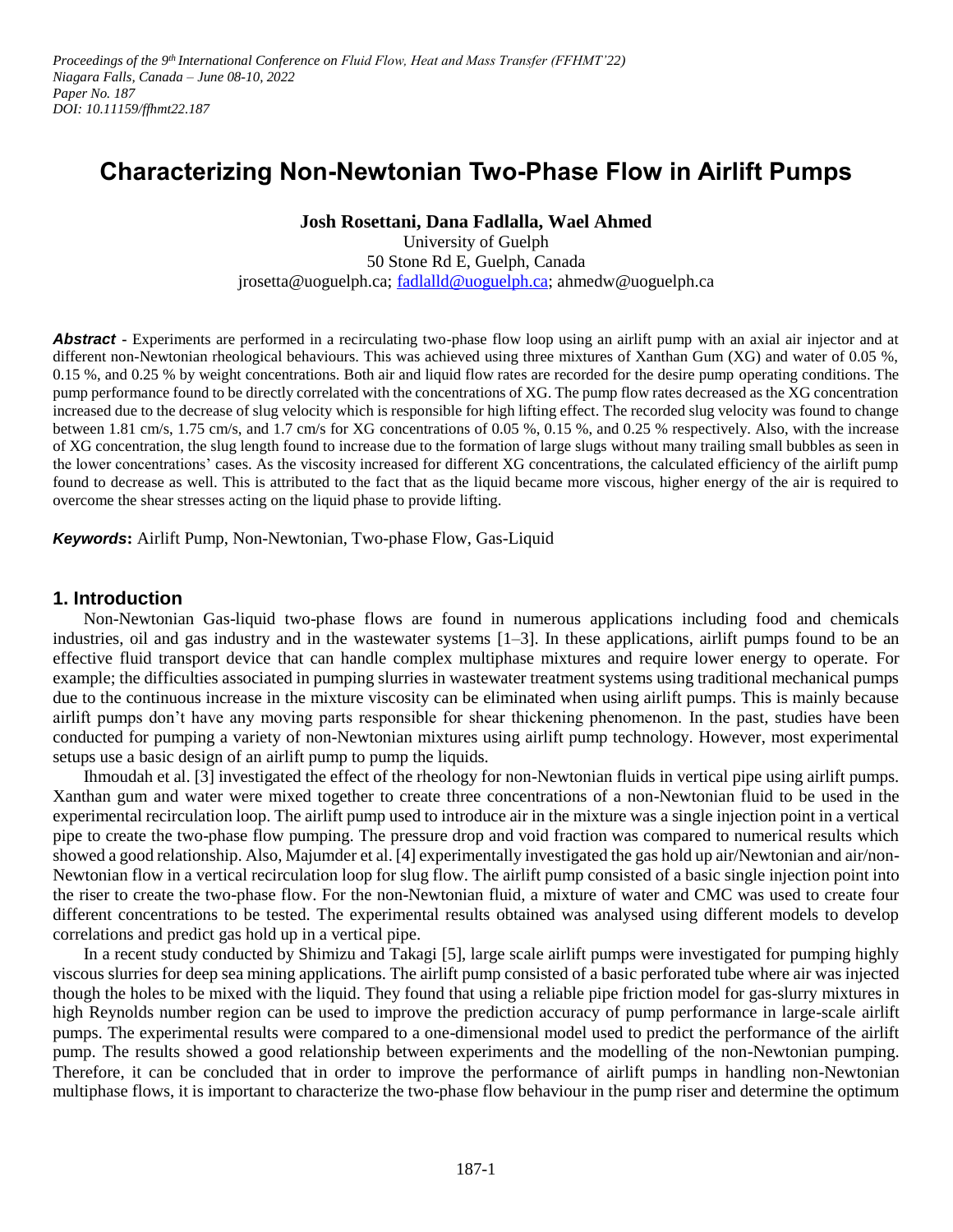*Proceedings of the 9th International Conference on Fluid Flow, Heat and Mass Transfer (FFHMT'22)*
*Niagara Falls, Canada – June 08-10, 2022*
*Paper No. 187*
*DOI: 10.11159/ffhmt22.187*

# Characterizing Non-Newtonian Two-Phase Flow in Airlift Pumps

**Josh Rosettani, Dana Fadlalla, Wael Ahmed**

University of Guelph
50 Stone Rd E, Guelph, Canada
jrosetta@uoguelph.ca; fadlalld@uoguelph.ca; ahmedw@uoguelph.ca

***Abstract*** - Experiments are performed in a recirculating two-phase flow loop using an airlift pump with an axial air injector and at different non-Newtonian rheological behaviours. This was achieved using three mixtures of Xanthan Gum (XG) and water of 0.05 %, 0.15 %, and 0.25 % by weight concentrations. Both air and liquid flow rates are recorded for the desire pump operating conditions. The pump performance found to be directly correlated with the concentrations of XG. The pump flow rates decreased as the XG concentration increased due to the decrease of slug velocity which is responsible for high lifting effect. The recorded slug velocity was found to change between 1.81 cm/s, 1.75 cm/s, and 1.7 cm/s for XG concentrations of 0.05 %, 0.15 %, and 0.25 % respectively. Also, with the increase of XG concentration, the slug length found to increase due to the formation of large slugs without many trailing small bubbles as seen in the lower concentrations' cases. As the viscosity increased for different XG concentrations, the calculated efficiency of the airlift pump found to decrease as well. This is attributed to the fact that as the liquid became more viscous, higher energy of the air is required to overcome the shear stresses acting on the liquid phase to provide lifting.

***Keywords*****:** Airlift Pump, Non-Newtonian, Two-phase Flow, Gas-Liquid

## 1. Introduction

Non-Newtonian Gas-liquid two-phase flows are found in numerous applications including food and chemicals industries, oil and gas industry and in the wastewater systems [1–3]. In these applications, airlift pumps found to be an effective fluid transport device that can handle complex multiphase mixtures and require lower energy to operate. For example; the difficulties associated in pumping slurries in wastewater treatment systems using traditional mechanical pumps due to the continuous increase in the mixture viscosity can be eliminated when using airlift pumps. This is mainly because airlift pumps don't have any moving parts responsible for shear thickening phenomenon. In the past, studies have been conducted for pumping a variety of non-Newtonian mixtures using airlift pump technology. However, most experimental setups use a basic design of an airlift pump to pump the liquids.

Ihmoudah et al. [3] investigated the effect of the rheology for non-Newtonian fluids in vertical pipe using airlift pumps. Xanthan gum and water were mixed together to create three concentrations of a non-Newtonian fluid to be used in the experimental recirculation loop. The airlift pump used to introduce air in the mixture was a single injection point in a vertical pipe to create the two-phase flow pumping. The pressure drop and void fraction was compared to numerical results which showed a good relationship. Also, Majumder et al. [4] experimentally investigated the gas hold up air/Newtonian and air/non-Newtonian flow in a vertical recirculation loop for slug flow. The airlift pump consisted of a basic single injection point into the riser to create the two-phase flow. For the non-Newtonian fluid, a mixture of water and CMC was used to create four different concentrations to be tested. The experimental results obtained was analysed using different models to develop correlations and predict gas hold up in a vertical pipe.

In a recent study conducted by Shimizu and Takagi [5], large scale airlift pumps were investigated for pumping highly viscous slurries for deep sea mining applications. The airlift pump consisted of a basic perforated tube where air was injected though the holes to be mixed with the liquid. They found that using a reliable pipe friction model for gas-slurry mixtures in high Reynolds number region can be used to improve the prediction accuracy of pump performance in large-scale airlift pumps. The experimental results were compared to a one-dimensional model used to predict the performance of the airlift pump. The results showed a good relationship between experiments and the modelling of the non-Newtonian pumping. Therefore, it can be concluded that in order to improve the performance of airlift pumps in handling non-Newtonian multiphase flows, it is important to characterize the two-phase flow behaviour in the pump riser and determine the optimum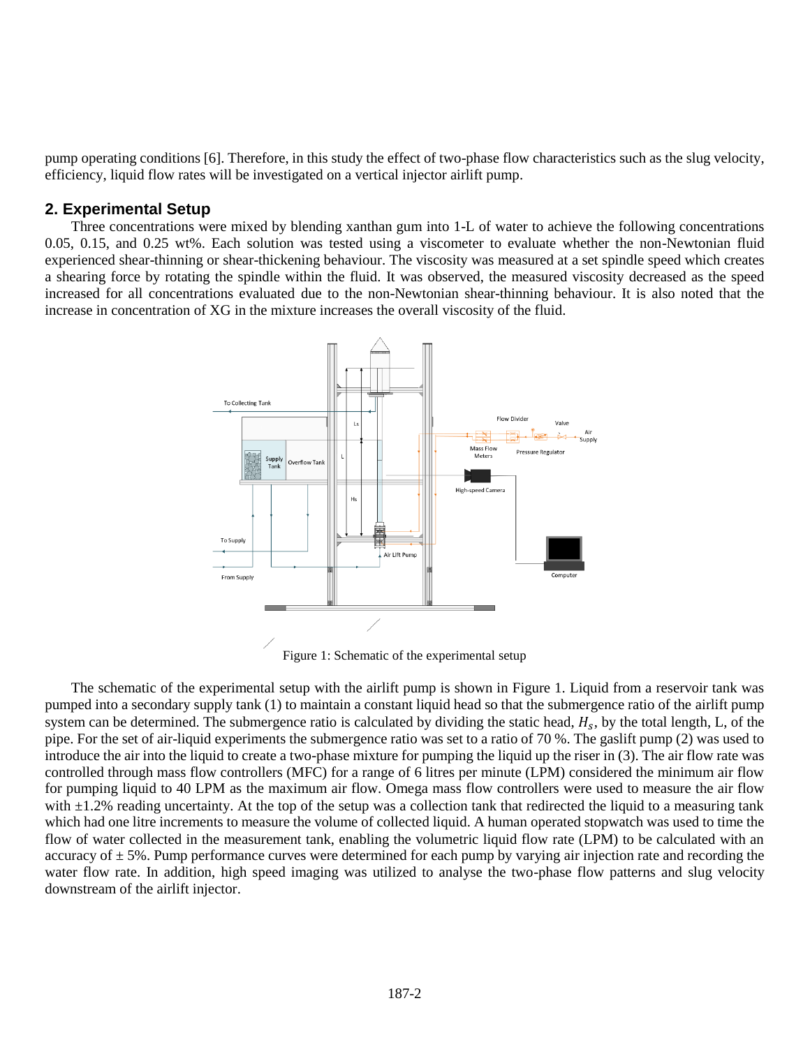pump operating conditions [6]. Therefore, in this study the effect of two-phase flow characteristics such as the slug velocity, efficiency, liquid flow rates will be investigated on a vertical injector airlift pump.

## 2. Experimental Setup

Three concentrations were mixed by blending xanthan gum into 1-L of water to achieve the following concentrations 0.05, 0.15, and 0.25 wt%. Each solution was tested using a viscometer to evaluate whether the non-Newtonian fluid experienced shear-thinning or shear-thickening behaviour. The viscosity was measured at a set spindle speed which creates a shearing force by rotating the spindle within the fluid. It was observed, the measured viscosity decreased as the speed increased for all concentrations evaluated due to the non-Newtonian shear-thinning behaviour. It is also noted that the increase in concentration of XG in the mixture increases the overall viscosity of the fluid.

Figure 1: Schematic of the experimental setup

The schematic of the experimental setup with the airlift pump is shown in Figure 1. Liquid from a reservoir tank was pumped into a secondary supply tank (1) to maintain a constant liquid head so that the submergence ratio of the airlift pump system can be determined. The submergence ratio is calculated by dividing the static head, $H_s$, by the total length, L, of the pipe. For the set of air-liquid experiments the submergence ratio was set to a ratio of 70 %. The gaslift pump (2) was used to introduce the air into the liquid to create a two-phase mixture for pumping the liquid up the riser in (3). The air flow rate was controlled through mass flow controllers (MFC) for a range of 6 litres per minute (LPM) considered the minimum air flow for pumping liquid to 40 LPM as the maximum air flow. Omega mass flow controllers were used to measure the air flow with ±1.2% reading uncertainty. At the top of the setup was a collection tank that redirected the liquid to a measuring tank which had one litre increments to measure the volume of collected liquid. A human operated stopwatch was used to time the flow of water collected in the measurement tank, enabling the volumetric liquid flow rate (LPM) to be calculated with an accuracy of ± 5%. Pump performance curves were determined for each pump by varying air injection rate and recording the water flow rate. In addition, high speed imaging was utilized to analyse the two-phase flow patterns and slug velocity downstream of the airlift injector.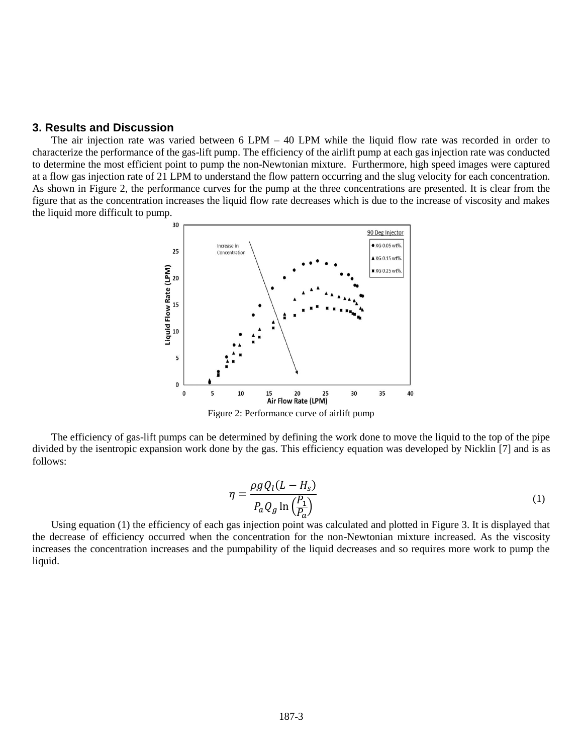## 3. Results and Discussion

The air injection rate was varied between 6 LPM – 40 LPM while the liquid flow rate was recorded in order to characterize the performance of the gas-lift pump. The efficiency of the airlift pump at each gas injection rate was conducted to determine the most efficient point to pump the non-Newtonian mixture. Furthermore, high speed images were captured at a flow gas injection rate of 21 LPM to understand the flow pattern occurring and the slug velocity for each concentration. As shown in Figure 2, the performance curves for the pump at the three concentrations are presented. It is clear from the figure that as the concentration increases the liquid flow rate decreases which is due to the increase of viscosity and makes the liquid more difficult to pump.

Figure 2: Performance curve of airlift pump

The efficiency of gas-lift pumps can be determined by defining the work done to move the liquid to the top of the pipe divided by the isentropic expansion work done by the gas. This efficiency equation was developed by Nicklin [7] and is as follows:

$$\eta = \frac{\rho g Q_l (L - H_s)}{P_a Q_g \ln\left(\frac{P_1}{P_a}\right)} \tag{1}$$

Using equation (1) the efficiency of each gas injection point was calculated and plotted in Figure 3. It is displayed that the decrease of efficiency occurred when the concentration for the non-Newtonian mixture increased. As the viscosity increases the concentration increases and the pumpability of the liquid decreases and so requires more work to pump the liquid.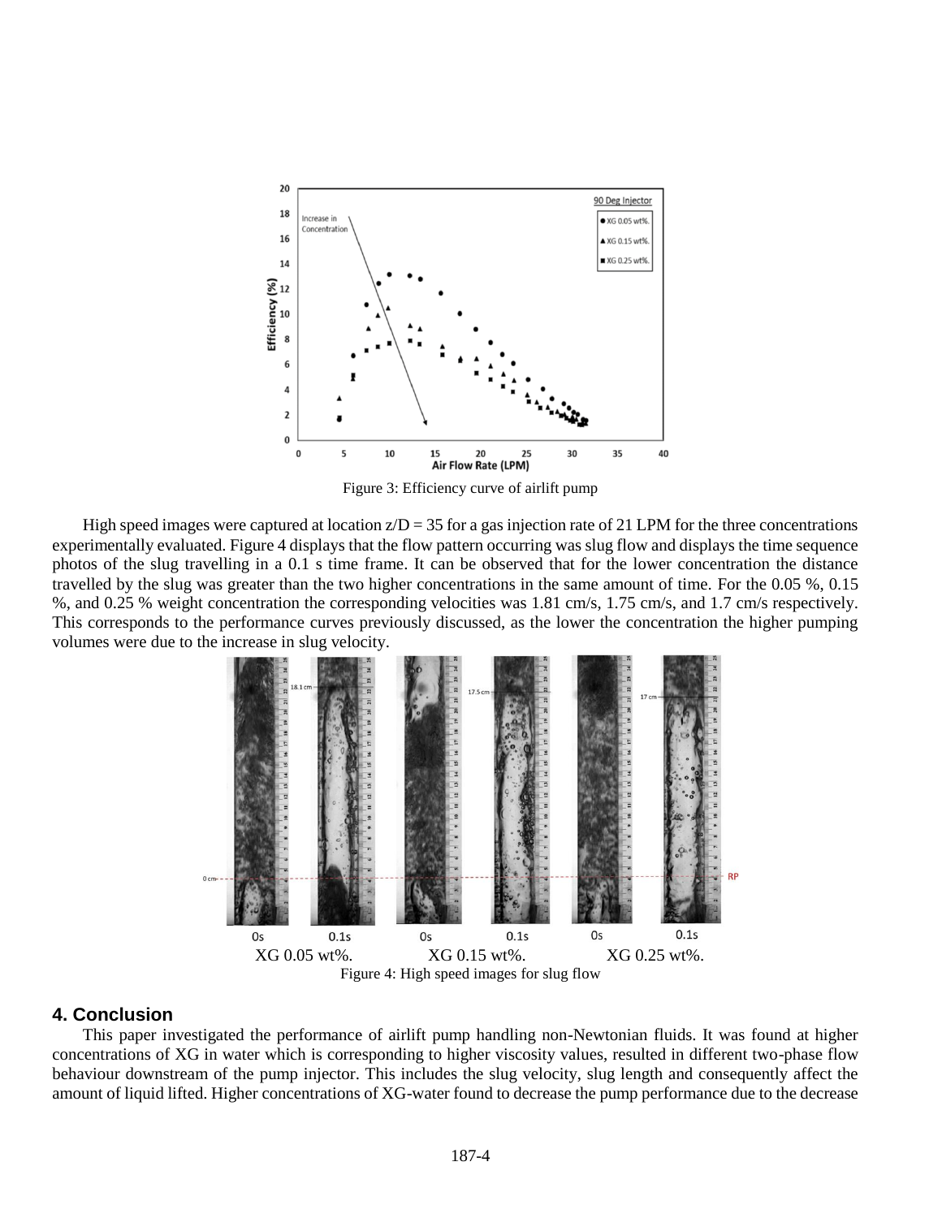Figure 3: Efficiency curve of airlift pump

High speed images were captured at location $z/D = 35$ for a gas injection rate of 21 LPM for the three concentrations experimentally evaluated. Figure 4 displays that the flow pattern occurring was slug flow and displays the time sequence photos of the slug travelling in a 0.1 s time frame. It can be observed that for the lower concentration the distance travelled by the slug was greater than the two higher concentrations in the same amount of time. For the 0.05 %, 0.15 %, and 0.25 % weight concentration the corresponding velocities was 1.81 cm/s, 1.75 cm/s, and 1.7 cm/s respectively. This corresponds to the performance curves previously discussed, as the lower the concentration the higher pumping volumes were due to the increase in slug velocity.

Figure 4: High speed images for slug flow

## 4. Conclusion

This paper investigated the performance of airlift pump handling non-Newtonian fluids. It was found at higher concentrations of XG in water which is corresponding to higher viscosity values, resulted in different two-phase flow behaviour downstream of the pump injector. This includes the slug velocity, slug length and consequently affect the amount of liquid lifted. Higher concentrations of XG-water found to decrease the pump performance due to the decrease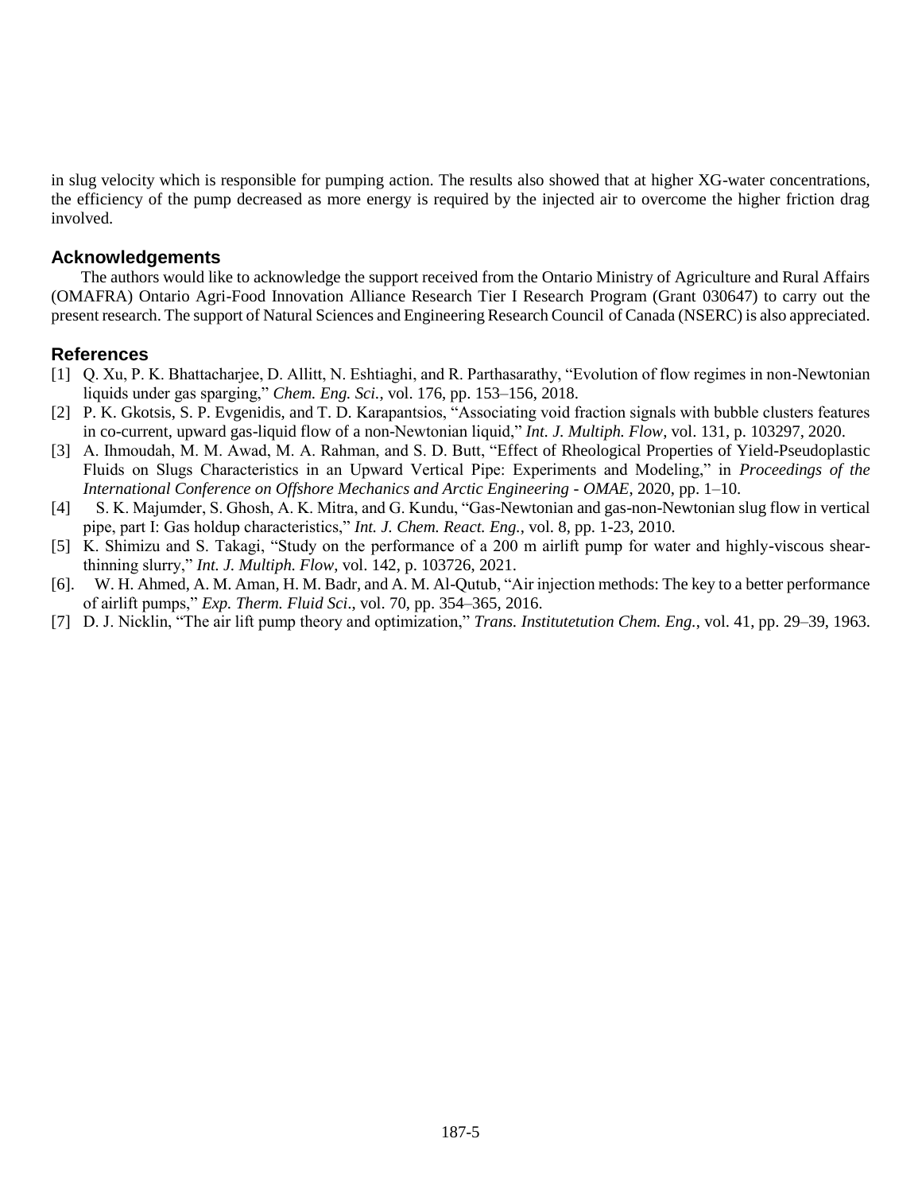in slug velocity which is responsible for pumping action. The results also showed that at higher XG-water concentrations, the efficiency of the pump decreased as more energy is required by the injected air to overcome the higher friction drag involved.

## Acknowledgements

The authors would like to acknowledge the support received from the Ontario Ministry of Agriculture and Rural Affairs (OMAFRA) Ontario Agri-Food Innovation Alliance Research Tier I Research Program (Grant 030647) to carry out the present research. The support of Natural Sciences and Engineering Research Council of Canada (NSERC) is also appreciated.

## References

[1] Q. Xu, P. K. Bhattacharjee, D. Allitt, N. Eshtiaghi, and R. Parthasarathy, "Evolution of flow regimes in non-Newtonian liquids under gas sparging," *Chem. Eng. Sci.*, vol. 176, pp. 153–156, 2018.

[2] P. K. Gkotsis, S. P. Evgenidis, and T. D. Karapantsios, "Associating void fraction signals with bubble clusters features in co-current, upward gas-liquid flow of a non-Newtonian liquid," *Int. J. Multiph. Flow*, vol. 131, p. 103297, 2020.

[3] A. Ihmoudah, M. M. Awad, M. A. Rahman, and S. D. Butt, "Effect of Rheological Properties of Yield-Pseudoplastic Fluids on Slugs Characteristics in an Upward Vertical Pipe: Experiments and Modeling," in *Proceedings of the International Conference on Offshore Mechanics and Arctic Engineering - OMAE*, 2020, pp. 1–10.

[4] S. K. Majumder, S. Ghosh, A. K. Mitra, and G. Kundu, "Gas-Newtonian and gas-non-Newtonian slug flow in vertical pipe, part I: Gas holdup characteristics," *Int. J. Chem. React. Eng.*, vol. 8, pp. 1-23, 2010.

[5] K. Shimizu and S. Takagi, "Study on the performance of a 200 m airlift pump for water and highly-viscous shear-thinning slurry," *Int. J. Multiph. Flow*, vol. 142, p. 103726, 2021.

[6]. W. H. Ahmed, A. M. Aman, H. M. Badr, and A. M. Al-Qutub, "Air injection methods: The key to a better performance of airlift pumps," *Exp. Therm. Fluid Sci*., vol. 70, pp. 354–365, 2016.

[7] D. J. Nicklin, "The air lift pump theory and optimization," *Trans. Institutetution Chem. Eng.*, vol. 41, pp. 29–39, 1963.